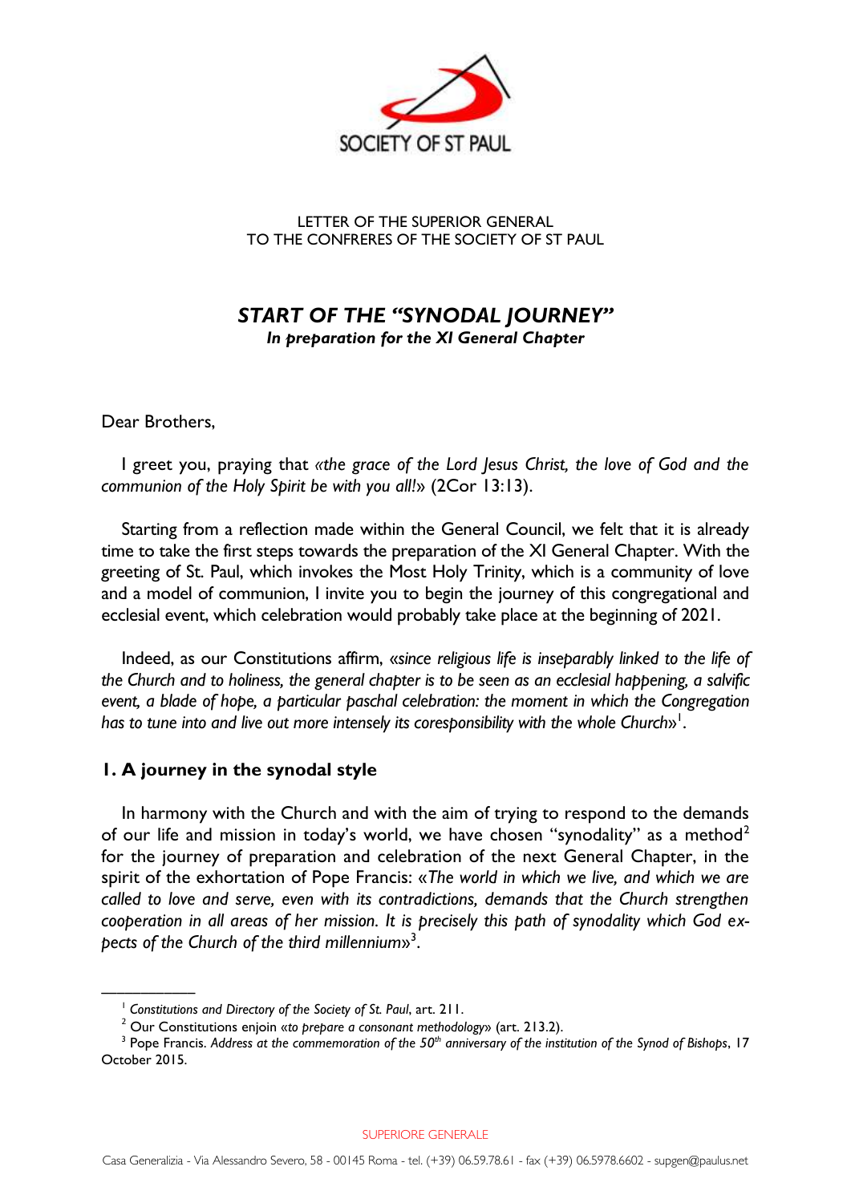SOCIETY OF ST PAUL

LETTER OF THE SUPERIOR GENERAL
TO THE CONFRERES OF THE SOCIETY OF ST PAUL

# *START OF THE "SYNODAL JOURNEY"*

***In preparation for the XI General Chapter***

Dear Brothers,

I greet you, praying that «*the grace of the Lord Jesus Christ, the love of God and the communion of the Holy Spirit be with you all!*» (2Cor 13:13).

Starting from a reflection made within the General Council, we felt that it is already time to take the first steps towards the preparation of the XI General Chapter. With the greeting of St. Paul, which invokes the Most Holy Trinity, which is a community of love and a model of communion, I invite you to begin the journey of this congregational and ecclesial event, which celebration would probably take place at the beginning of 2021.

Indeed, as our Constitutions affirm, «*since religious life is inseparably linked to the life of the Church and to holiness, the general chapter is to be seen as an ecclesial happening, a salvific event, a blade of hope, a particular paschal celebration: the moment in which the Congregation has to tune into and live out more intensely its coresponsibility with the whole Church*»[1].

## 1. A journey in the synodal style

In harmony with the Church and with the aim of trying to respond to the demands of our life and mission in today's world, we have chosen "synodality" as a method[2] for the journey of preparation and celebration of the next General Chapter, in the spirit of the exhortation of Pope Francis: «*The world in which we live, and which we are called to love and serve, even with its contradictions, demands that the Church strengthen cooperation in all areas of her mission. It is precisely this path of synodality which God expects of the Church of the third millennium*»[3].

---

[1] *Constitutions and Directory of the Society of St. Paul*, art. 211.

[2] Our Constitutions enjoin «*to prepare a consonant methodology*» (art. 213.2).

[3] Pope Francis. *Address at the commemoration of the 50th anniversary of the institution of the Synod of Bishops*, 17 October 2015.

SUPERIORE GENERALE

Casa Generalizia - Via Alessandro Severo, 58 - 00145 Roma - tel. (+39) 06.59.78.61 - fax (+39) 06.5978.6602 - supgen@paulus.net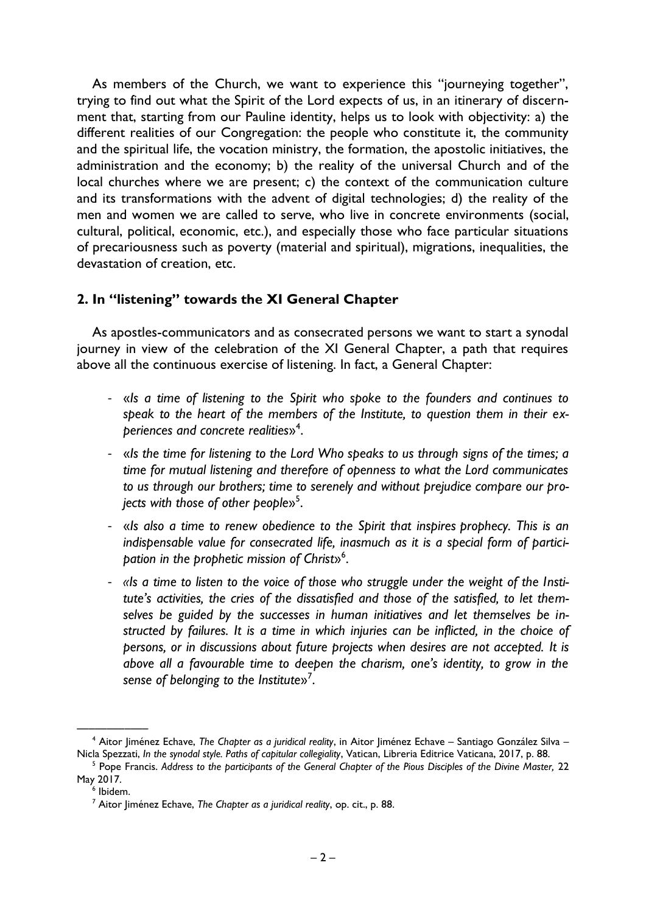As members of the Church, we want to experience this "journeying together", trying to find out what the Spirit of the Lord expects of us, in an itinerary of discernment that, starting from our Pauline identity, helps us to look with objectivity: a) the different realities of our Congregation: the people who constitute it, the community and the spiritual life, the vocation ministry, the formation, the apostolic initiatives, the administration and the economy; b) the reality of the universal Church and of the local churches where we are present; c) the context of the communication culture and its transformations with the advent of digital technologies; d) the reality of the men and women we are called to serve, who live in concrete environments (social, cultural, political, economic, etc.), and especially those who face particular situations of precariousness such as poverty (material and spiritual), migrations, inequalities, the devastation of creation, etc.

## 2. In "listening" towards the XI General Chapter

As apostles-communicators and as consecrated persons we want to start a synodal journey in view of the celebration of the XI General Chapter, a path that requires above all the continuous exercise of listening. In fact, a General Chapter:

- «*Is a time of listening to the Spirit who spoke to the founders and continues to speak to the heart of the members of the Institute, to question them in their experiences and concrete realities*»[4].
- «*Is the time for listening to the Lord Who speaks to us through signs of the times; a time for mutual listening and therefore of openness to what the Lord communicates to us through our brothers; time to serenely and without prejudice compare our projects with those of other people*»[5].
- «*Is also a time to renew obedience to the Spirit that inspires prophecy. This is an indispensable value for consecrated life, inasmuch as it is a special form of participation in the prophetic mission of Christ*»[6].
- *«Is a time to listen to the voice of those who struggle under the weight of the Institute's activities, the cries of the dissatisfied and those of the satisfied, to let themselves be guided by the successes in human initiatives and let themselves be instructed by failures. It is a time in which injuries can be inflicted, in the choice of persons, or in discussions about future projects when desires are not accepted. It is above all a favourable time to deepen the charism, one's identity, to grow in the sense of belonging to the Institute*»[7].

---

[4] Aitor Jiménez Echave, *The Chapter as a juridical reality*, in Aitor Jiménez Echave – Santiago González Silva – Nicla Spezzati, *In the synodal style. Paths of capitular collegiality*, Vatican, Libreria Editrice Vaticana, 2017, p. 88.

[5] Pope Francis. *Address to the participants of the General Chapter of the Pious Disciples of the Divine Master,* 22 May 2017.

[6] Ibidem.

[7] Aitor Jiménez Echave, *The Chapter as a juridical reality*, op. cit., p. 88.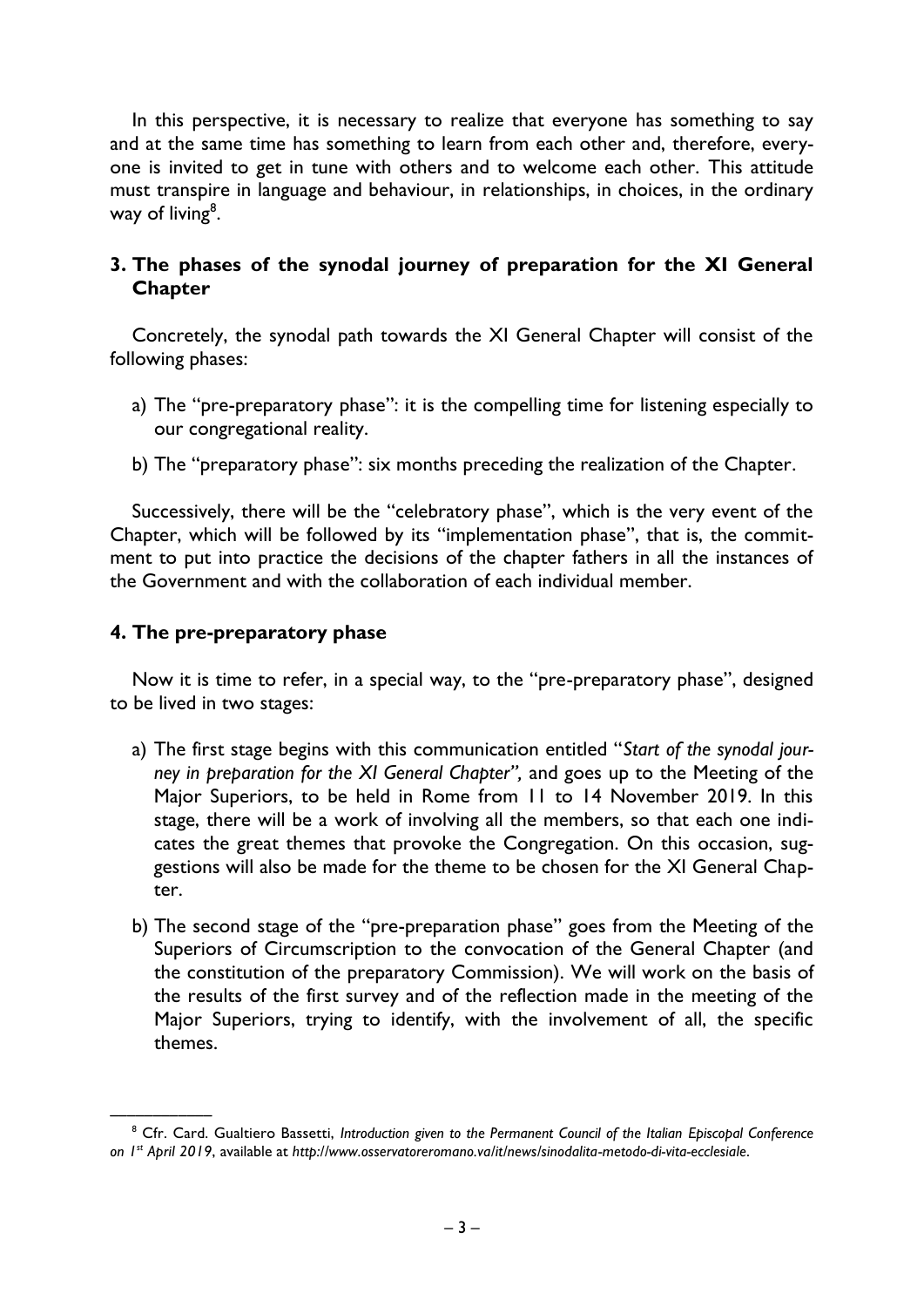In this perspective, it is necessary to realize that everyone has something to say and at the same time has something to learn from each other and, therefore, everyone is invited to get in tune with others and to welcome each other. This attitude must transpire in language and behaviour, in relationships, in choices, in the ordinary way of living[8].

## 3. The phases of the synodal journey of preparation for the XI General Chapter

Concretely, the synodal path towards the XI General Chapter will consist of the following phases:

a) The "pre-preparatory phase": it is the compelling time for listening especially to our congregational reality.

b) The "preparatory phase": six months preceding the realization of the Chapter.

Successively, there will be the "celebratory phase", which is the very event of the Chapter, which will be followed by its "implementation phase", that is, the commitment to put into practice the decisions of the chapter fathers in all the instances of the Government and with the collaboration of each individual member.

## 4. The pre-preparatory phase

Now it is time to refer, in a special way, to the "pre-preparatory phase", designed to be lived in two stages:

a) The first stage begins with this communication entitled "*Start of the synodal journey in preparation for the XI General Chapter",* and goes up to the Meeting of the Major Superiors, to be held in Rome from 11 to 14 November 2019. In this stage, there will be a work of involving all the members, so that each one indicates the great themes that provoke the Congregation. On this occasion, suggestions will also be made for the theme to be chosen for the XI General Chapter.

b) The second stage of the "pre-preparation phase" goes from the Meeting of the Superiors of Circumscription to the convocation of the General Chapter (and the constitution of the preparatory Commission). We will work on the basis of the results of the first survey and of the reflection made in the meeting of the Major Superiors, trying to identify, with the involvement of all, the specific themes.

---

[8] Cfr. Card. Gualtiero Bassetti, *Introduction given to the Permanent Council of the Italian Episcopal Conference on 1st April 2019*, available at *http://www.osservatoreromano.va/it/news/sinodalita-metodo-di-vita-ecclesiale*.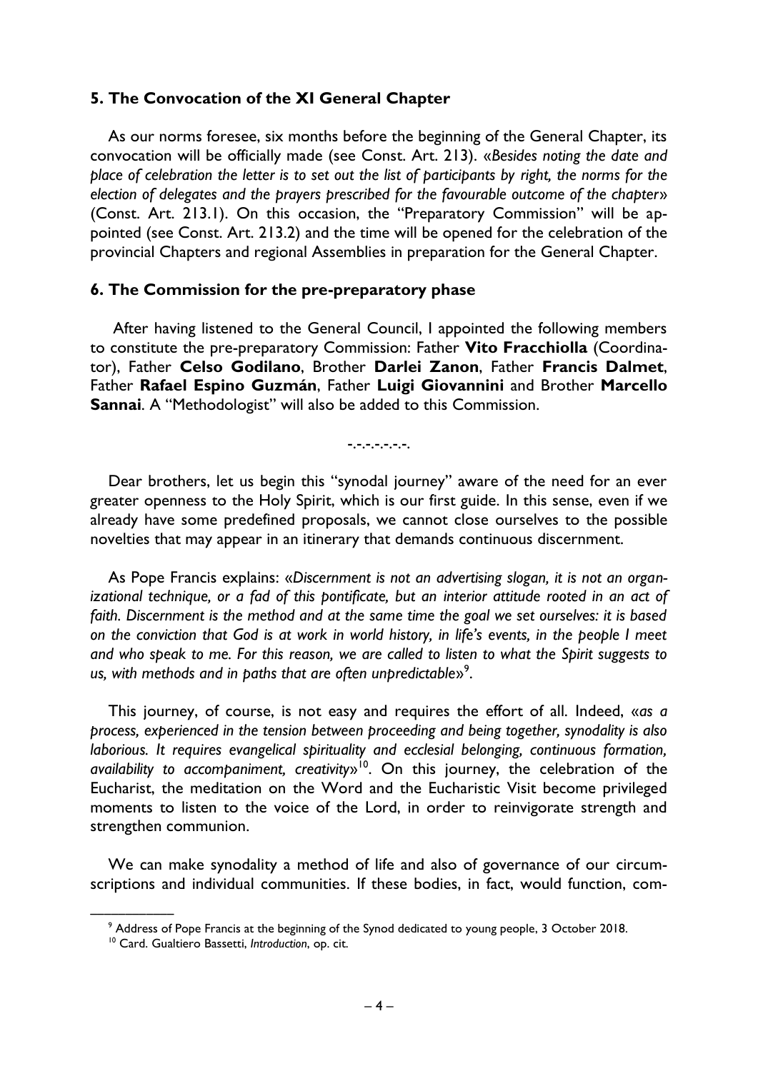## 5. The Convocation of the XI General Chapter

As our norms foresee, six months before the beginning of the General Chapter, its convocation will be officially made (see Const. Art. 213). «*Besides noting the date and place of celebration the letter is to set out the list of participants by right, the norms for the election of delegates and the prayers prescribed for the favourable outcome of the chapter*» (Const. Art. 213.1). On this occasion, the "Preparatory Commission" will be appointed (see Const. Art. 213.2) and the time will be opened for the celebration of the provincial Chapters and regional Assemblies in preparation for the General Chapter.

## 6. The Commission for the pre-preparatory phase

After having listened to the General Council, I appointed the following members to constitute the pre-preparatory Commission: Father **Vito Fracchiolla** (Coordinator), Father **Celso Godilano**, Brother **Darlei Zanon**, Father **Francis Dalmet**, Father **Rafael Espino Guzmán**, Father **Luigi Giovannini** and Brother **Marcello Sannai**. A "Methodologist" will also be added to this Commission.

-.-.-.-.-.-.-.

Dear brothers, let us begin this "synodal journey" aware of the need for an ever greater openness to the Holy Spirit, which is our first guide. In this sense, even if we already have some predefined proposals, we cannot close ourselves to the possible novelties that may appear in an itinerary that demands continuous discernment.

As Pope Francis explains: «*Discernment is not an advertising slogan, it is not an organizational technique, or a fad of this pontificate, but an interior attitude rooted in an act of faith. Discernment is the method and at the same time the goal we set ourselves: it is based on the conviction that God is at work in world history, in life's events, in the people I meet and who speak to me. For this reason, we are called to listen to what the Spirit suggests to us, with methods and in paths that are often unpredictable*»[9].

This journey, of course, is not easy and requires the effort of all. Indeed, «*as a process, experienced in the tension between proceeding and being together, synodality is also laborious. It requires evangelical spirituality and ecclesial belonging, continuous formation, availability to accompaniment, creativity*»[10]. On this journey, the celebration of the Eucharist, the meditation on the Word and the Eucharistic Visit become privileged moments to listen to the voice of the Lord, in order to reinvigorate strength and strengthen communion.

We can make synodality a method of life and also of governance of our circumscriptions and individual communities. If these bodies, in fact, would function, com-

---

[9] Address of Pope Francis at the beginning of the Synod dedicated to young people, 3 October 2018.

[10] Card. Gualtiero Bassetti, *Introduction*, op. cit.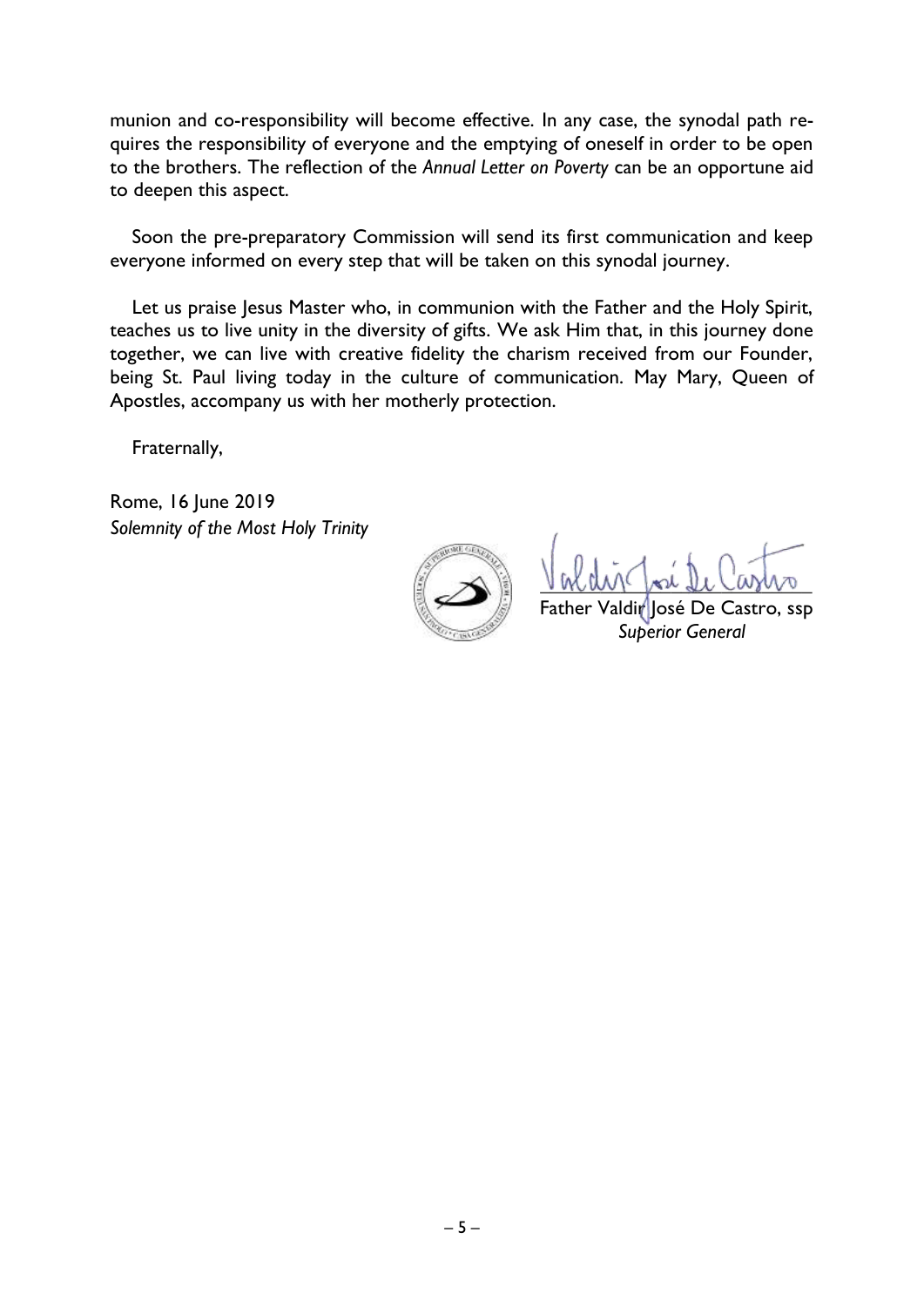munion and co-responsibility will become effective. In any case, the synodal path requires the responsibility of everyone and the emptying of oneself in order to be open to the brothers. The reflection of the *Annual Letter on Poverty* can be an opportune aid to deepen this aspect.

Soon the pre-preparatory Commission will send its first communication and keep everyone informed on every step that will be taken on this synodal journey.

Let us praise Jesus Master who, in communion with the Father and the Holy Spirit, teaches us to live unity in the diversity of gifts. We ask Him that, in this journey done together, we can live with creative fidelity the charism received from our Founder, being St. Paul living today in the culture of communication. May Mary, Queen of Apostles, accompany us with her motherly protection.

Fraternally,

Rome, 16 June 2019
*Solemnity of the Most Holy Trinity*

Father Valdir José De Castro, ssp
*Superior General*